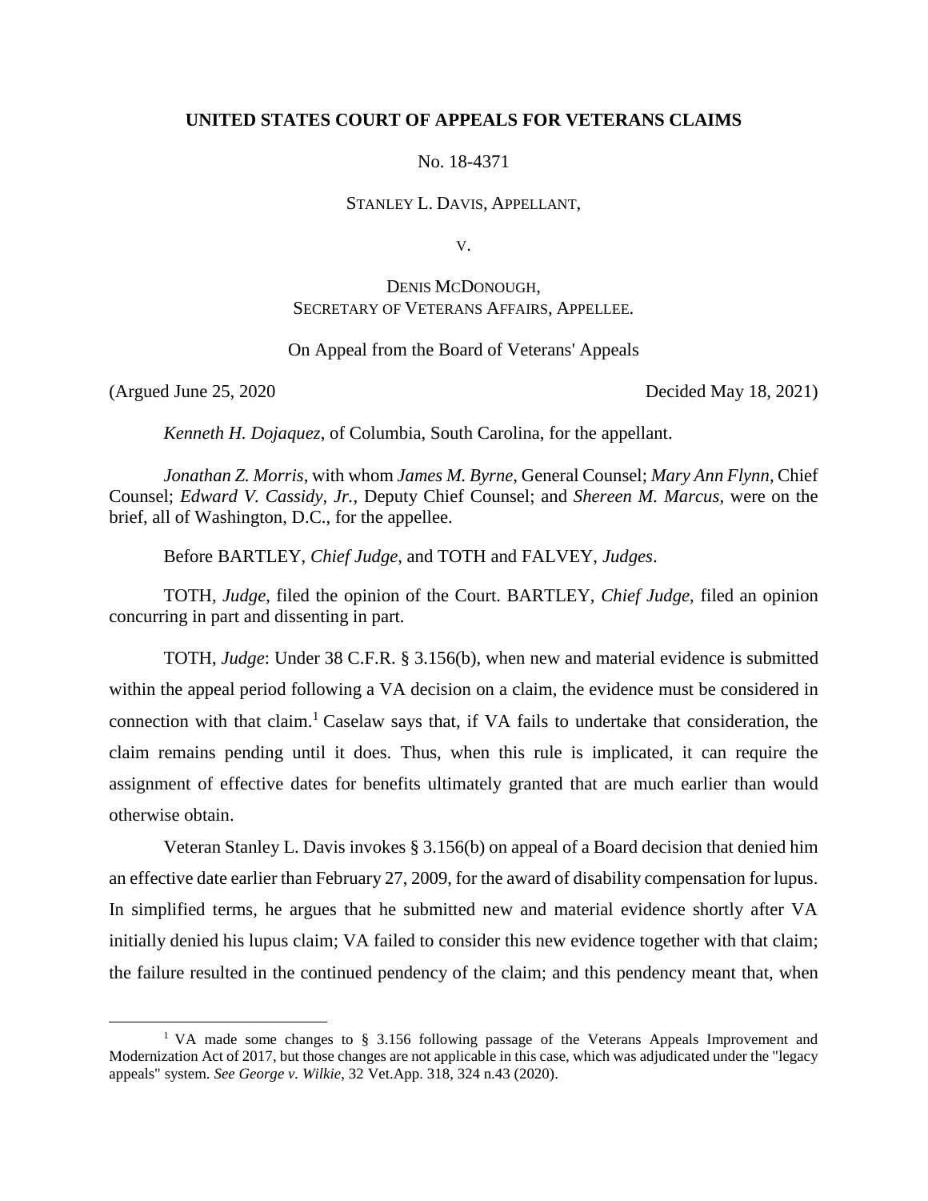**UNITED STATES COURT OF APPEALS FOR VETERANS CLAIMS**

No. 18-4371

STANLEY L. DAVIS, APPELLANT,

V.

DENIS MCDONOUGH,
SECRETARY OF VETERANS AFFAIRS, APPELLEE.

On Appeal from the Board of Veterans' Appeals

(Argued June 25, 2020 Decided May 18, 2021)

*Kenneth H. Dojaquez*, of Columbia, South Carolina, for the appellant.

*Jonathan Z. Morris*, with whom *James M. Byrne*, General Counsel; *Mary Ann Flynn*, Chief Counsel; *Edward V. Cassidy, Jr.*, Deputy Chief Counsel; and *Shereen M. Marcus*, were on the brief, all of Washington, D.C., for the appellee.

Before BARTLEY, *Chief Judge*, and TOTH and FALVEY, *Judges*.

TOTH, *Judge*, filed the opinion of the Court. BARTLEY, *Chief Judge*, filed an opinion concurring in part and dissenting in part.

TOTH, *Judge*: Under 38 C.F.R. § 3.156(b), when new and material evidence is submitted within the appeal period following a VA decision on a claim, the evidence must be considered in connection with that claim.[1] Caselaw says that, if VA fails to undertake that consideration, the claim remains pending until it does. Thus, when this rule is implicated, it can require the assignment of effective dates for benefits ultimately granted that are much earlier than would otherwise obtain.

Veteran Stanley L. Davis invokes § 3.156(b) on appeal of a Board decision that denied him an effective date earlier than February 27, 2009, for the award of disability compensation for lupus. In simplified terms, he argues that he submitted new and material evidence shortly after VA initially denied his lupus claim; VA failed to consider this new evidence together with that claim; the failure resulted in the continued pendency of the claim; and this pendency meant that, when

[1] VA made some changes to § 3.156 following passage of the Veterans Appeals Improvement and Modernization Act of 2017, but those changes are not applicable in this case, which was adjudicated under the "legacy appeals" system. *See George v. Wilkie*, 32 Vet.App. 318, 324 n.43 (2020).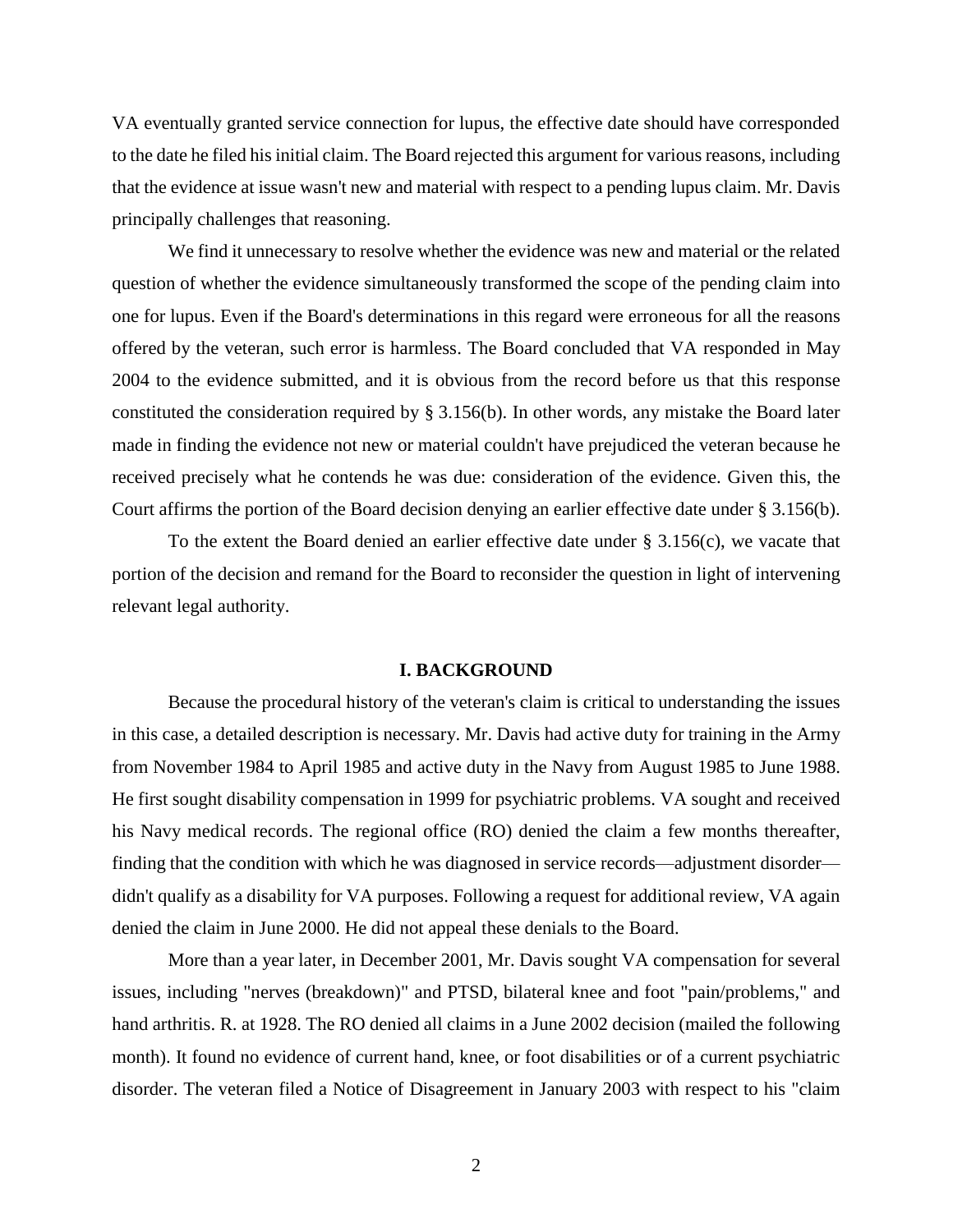VA eventually granted service connection for lupus, the effective date should have corresponded to the date he filed his initial claim. The Board rejected this argument for various reasons, including that the evidence at issue wasn't new and material with respect to a pending lupus claim. Mr. Davis principally challenges that reasoning.

We find it unnecessary to resolve whether the evidence was new and material or the related question of whether the evidence simultaneously transformed the scope of the pending claim into one for lupus. Even if the Board's determinations in this regard were erroneous for all the reasons offered by the veteran, such error is harmless. The Board concluded that VA responded in May 2004 to the evidence submitted, and it is obvious from the record before us that this response constituted the consideration required by § 3.156(b). In other words, any mistake the Board later made in finding the evidence not new or material couldn't have prejudiced the veteran because he received precisely what he contends he was due: consideration of the evidence. Given this, the Court affirms the portion of the Board decision denying an earlier effective date under § 3.156(b).

To the extent the Board denied an earlier effective date under § 3.156(c), we vacate that portion of the decision and remand for the Board to reconsider the question in light of intervening relevant legal authority.

## I. BACKGROUND

Because the procedural history of the veteran's claim is critical to understanding the issues in this case, a detailed description is necessary. Mr. Davis had active duty for training in the Army from November 1984 to April 1985 and active duty in the Navy from August 1985 to June 1988. He first sought disability compensation in 1999 for psychiatric problems. VA sought and received his Navy medical records. The regional office (RO) denied the claim a few months thereafter, finding that the condition with which he was diagnosed in service records—adjustment disorder—didn't qualify as a disability for VA purposes. Following a request for additional review, VA again denied the claim in June 2000. He did not appeal these denials to the Board.

More than a year later, in December 2001, Mr. Davis sought VA compensation for several issues, including "nerves (breakdown)" and PTSD, bilateral knee and foot "pain/problems," and hand arthritis. R. at 1928. The RO denied all claims in a June 2002 decision (mailed the following month). It found no evidence of current hand, knee, or foot disabilities or of a current psychiatric disorder. The veteran filed a Notice of Disagreement in January 2003 with respect to his "claim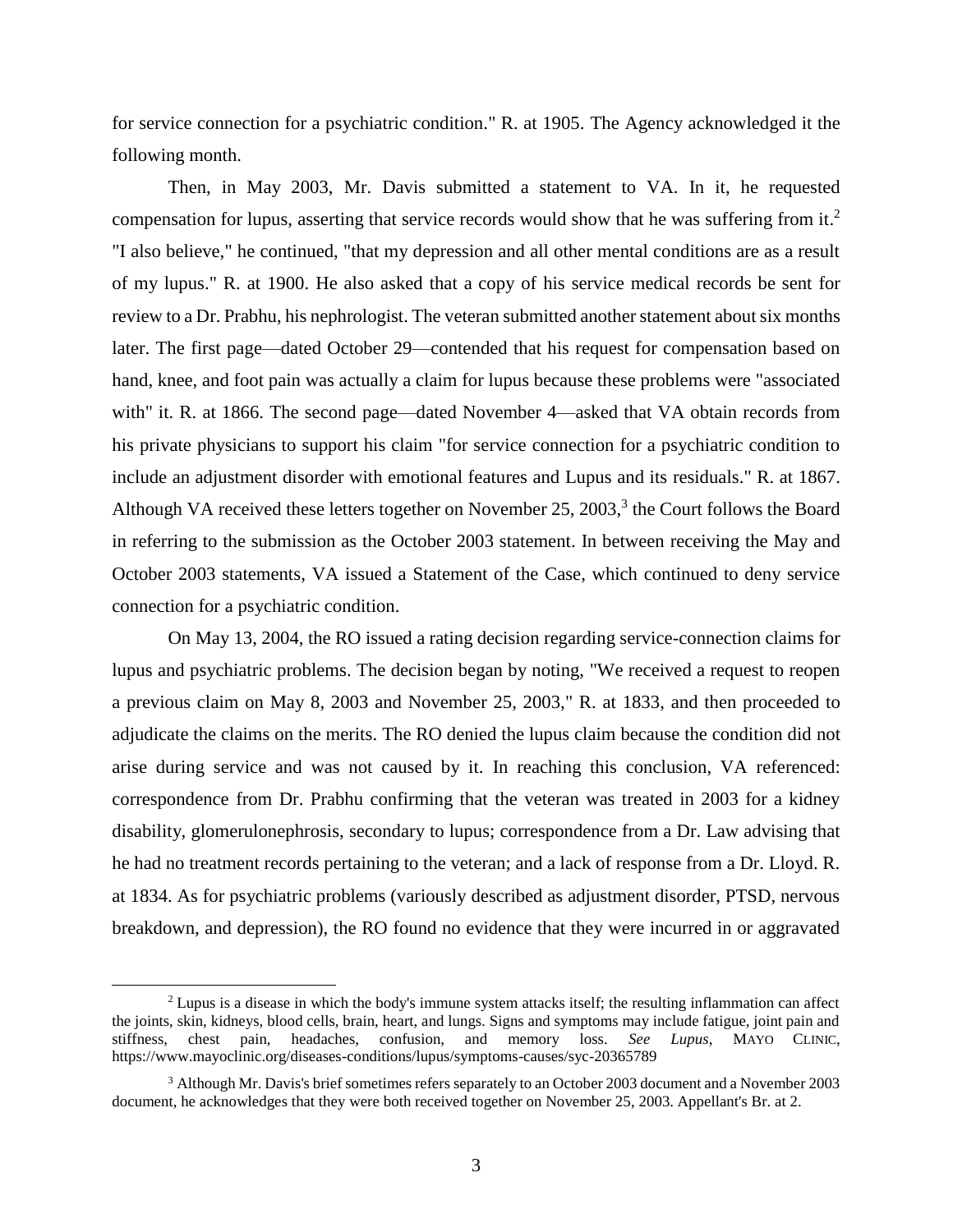for service connection for a psychiatric condition." R. at 1905. The Agency acknowledged it the following month.

Then, in May 2003, Mr. Davis submitted a statement to VA. In it, he requested compensation for lupus, asserting that service records would show that he was suffering from it.[2] "I also believe," he continued, "that my depression and all other mental conditions are as a result of my lupus." R. at 1900. He also asked that a copy of his service medical records be sent for review to a Dr. Prabhu, his nephrologist. The veteran submitted another statement about six months later. The first page—dated October 29—contended that his request for compensation based on hand, knee, and foot pain was actually a claim for lupus because these problems were "associated with" it. R. at 1866. The second page—dated November 4—asked that VA obtain records from his private physicians to support his claim "for service connection for a psychiatric condition to include an adjustment disorder with emotional features and Lupus and its residuals." R. at 1867. Although VA received these letters together on November 25, 2003,[3] the Court follows the Board in referring to the submission as the October 2003 statement. In between receiving the May and October 2003 statements, VA issued a Statement of the Case, which continued to deny service connection for a psychiatric condition.

On May 13, 2004, the RO issued a rating decision regarding service-connection claims for lupus and psychiatric problems. The decision began by noting, "We received a request to reopen a previous claim on May 8, 2003 and November 25, 2003," R. at 1833, and then proceeded to adjudicate the claims on the merits. The RO denied the lupus claim because the condition did not arise during service and was not caused by it. In reaching this conclusion, VA referenced: correspondence from Dr. Prabhu confirming that the veteran was treated in 2003 for a kidney disability, glomerulonephrosis, secondary to lupus; correspondence from a Dr. Law advising that he had no treatment records pertaining to the veteran; and a lack of response from a Dr. Lloyd. R. at 1834. As for psychiatric problems (variously described as adjustment disorder, PTSD, nervous breakdown, and depression), the RO found no evidence that they were incurred in or aggravated

---

[2] Lupus is a disease in which the body's immune system attacks itself; the resulting inflammation can affect the joints, skin, kidneys, blood cells, brain, heart, and lungs. Signs and symptoms may include fatigue, joint pain and stiffness, chest pain, headaches, confusion, and memory loss. *See Lupus*, MAYO CLINIC, https://www.mayoclinic.org/diseases-conditions/lupus/symptoms-causes/syc-20365789

[3] Although Mr. Davis's brief sometimes refers separately to an October 2003 document and a November 2003 document, he acknowledges that they were both received together on November 25, 2003. Appellant's Br. at 2.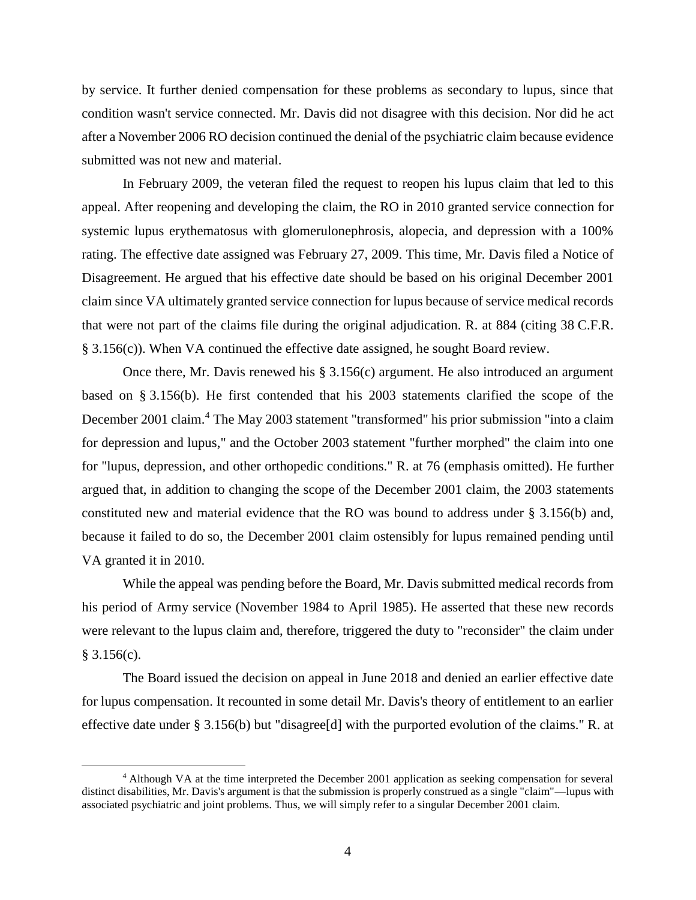by service. It further denied compensation for these problems as secondary to lupus, since that condition wasn't service connected. Mr. Davis did not disagree with this decision. Nor did he act after a November 2006 RO decision continued the denial of the psychiatric claim because evidence submitted was not new and material.

In February 2009, the veteran filed the request to reopen his lupus claim that led to this appeal. After reopening and developing the claim, the RO in 2010 granted service connection for systemic lupus erythematosus with glomerulonephrosis, alopecia, and depression with a 100% rating. The effective date assigned was February 27, 2009. This time, Mr. Davis filed a Notice of Disagreement. He argued that his effective date should be based on his original December 2001 claim since VA ultimately granted service connection for lupus because of service medical records that were not part of the claims file during the original adjudication. R. at 884 (citing 38 C.F.R. § 3.156(c)). When VA continued the effective date assigned, he sought Board review.

Once there, Mr. Davis renewed his § 3.156(c) argument. He also introduced an argument based on § 3.156(b). He first contended that his 2003 statements clarified the scope of the December 2001 claim.[4] The May 2003 statement "transformed" his prior submission "into a claim for depression and lupus," and the October 2003 statement "further morphed" the claim into one for "lupus, depression, and other orthopedic conditions." R. at 76 (emphasis omitted). He further argued that, in addition to changing the scope of the December 2001 claim, the 2003 statements constituted new and material evidence that the RO was bound to address under § 3.156(b) and, because it failed to do so, the December 2001 claim ostensibly for lupus remained pending until VA granted it in 2010.

While the appeal was pending before the Board, Mr. Davis submitted medical records from his period of Army service (November 1984 to April 1985). He asserted that these new records were relevant to the lupus claim and, therefore, triggered the duty to "reconsider" the claim under § 3.156(c).

The Board issued the decision on appeal in June 2018 and denied an earlier effective date for lupus compensation. It recounted in some detail Mr. Davis's theory of entitlement to an earlier effective date under § 3.156(b) but "disagree[d] with the purported evolution of the claims." R. at

[4] Although VA at the time interpreted the December 2001 application as seeking compensation for several distinct disabilities, Mr. Davis's argument is that the submission is properly construed as a single "claim"—lupus with associated psychiatric and joint problems. Thus, we will simply refer to a singular December 2001 claim.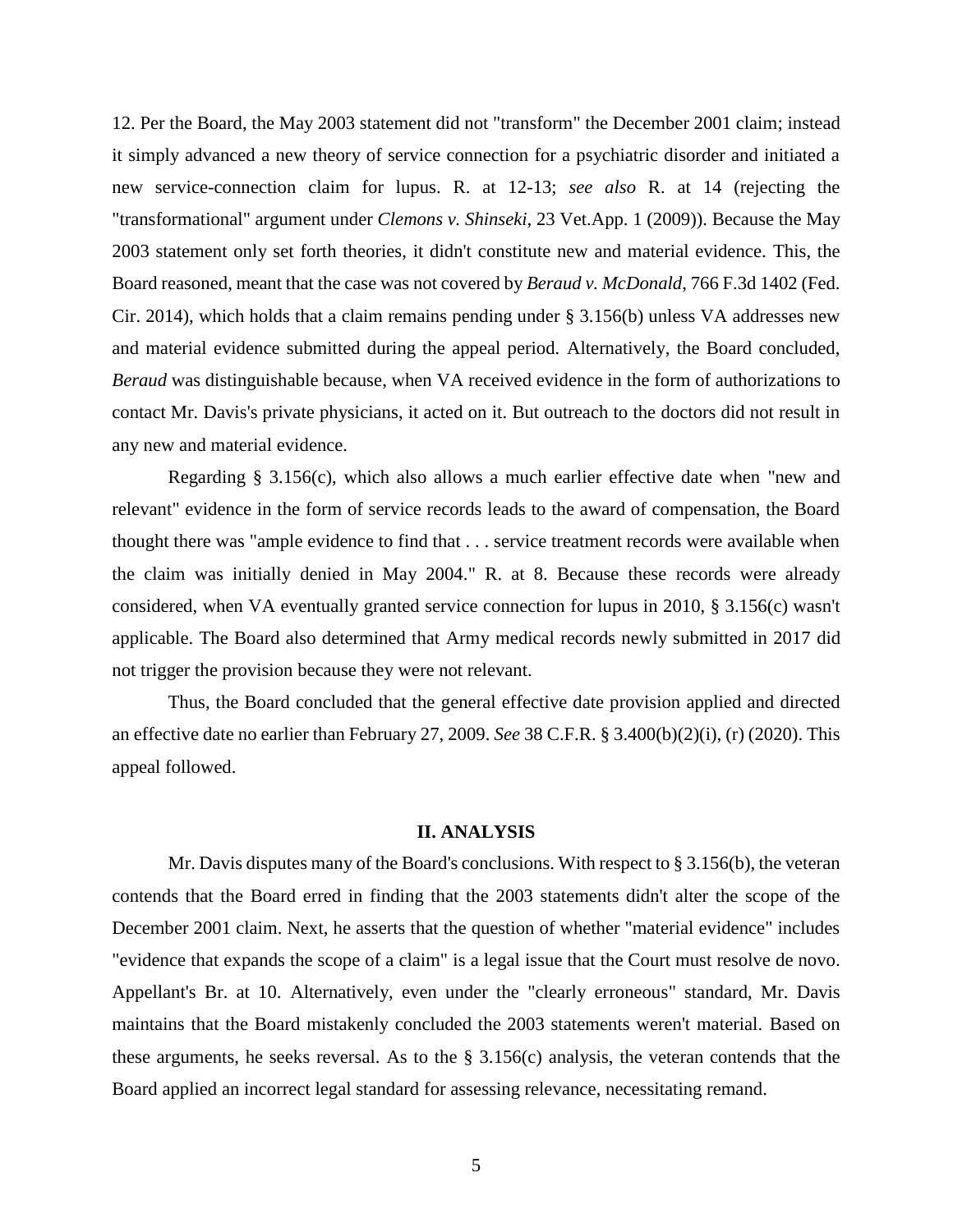12. Per the Board, the May 2003 statement did not "transform" the December 2001 claim; instead it simply advanced a new theory of service connection for a psychiatric disorder and initiated a new service-connection claim for lupus. R. at 12-13; *see also* R. at 14 (rejecting the "transformational" argument under *Clemons v. Shinseki*, 23 Vet.App. 1 (2009)). Because the May 2003 statement only set forth theories, it didn't constitute new and material evidence. This, the Board reasoned, meant that the case was not covered by *Beraud v. McDonald*, 766 F.3d 1402 (Fed. Cir. 2014), which holds that a claim remains pending under § 3.156(b) unless VA addresses new and material evidence submitted during the appeal period. Alternatively, the Board concluded, *Beraud* was distinguishable because, when VA received evidence in the form of authorizations to contact Mr. Davis's private physicians, it acted on it. But outreach to the doctors did not result in any new and material evidence.

Regarding § 3.156(c), which also allows a much earlier effective date when "new and relevant" evidence in the form of service records leads to the award of compensation, the Board thought there was "ample evidence to find that . . . service treatment records were available when the claim was initially denied in May 2004." R. at 8. Because these records were already considered, when VA eventually granted service connection for lupus in 2010, § 3.156(c) wasn't applicable. The Board also determined that Army medical records newly submitted in 2017 did not trigger the provision because they were not relevant.

Thus, the Board concluded that the general effective date provision applied and directed an effective date no earlier than February 27, 2009. *See* 38 C.F.R. § 3.400(b)(2)(i), (r) (2020). This appeal followed.

## II. ANALYSIS

Mr. Davis disputes many of the Board's conclusions. With respect to § 3.156(b), the veteran contends that the Board erred in finding that the 2003 statements didn't alter the scope of the December 2001 claim. Next, he asserts that the question of whether "material evidence" includes "evidence that expands the scope of a claim" is a legal issue that the Court must resolve de novo. Appellant's Br. at 10. Alternatively, even under the "clearly erroneous" standard, Mr. Davis maintains that the Board mistakenly concluded the 2003 statements weren't material. Based on these arguments, he seeks reversal. As to the § 3.156(c) analysis, the veteran contends that the Board applied an incorrect legal standard for assessing relevance, necessitating remand.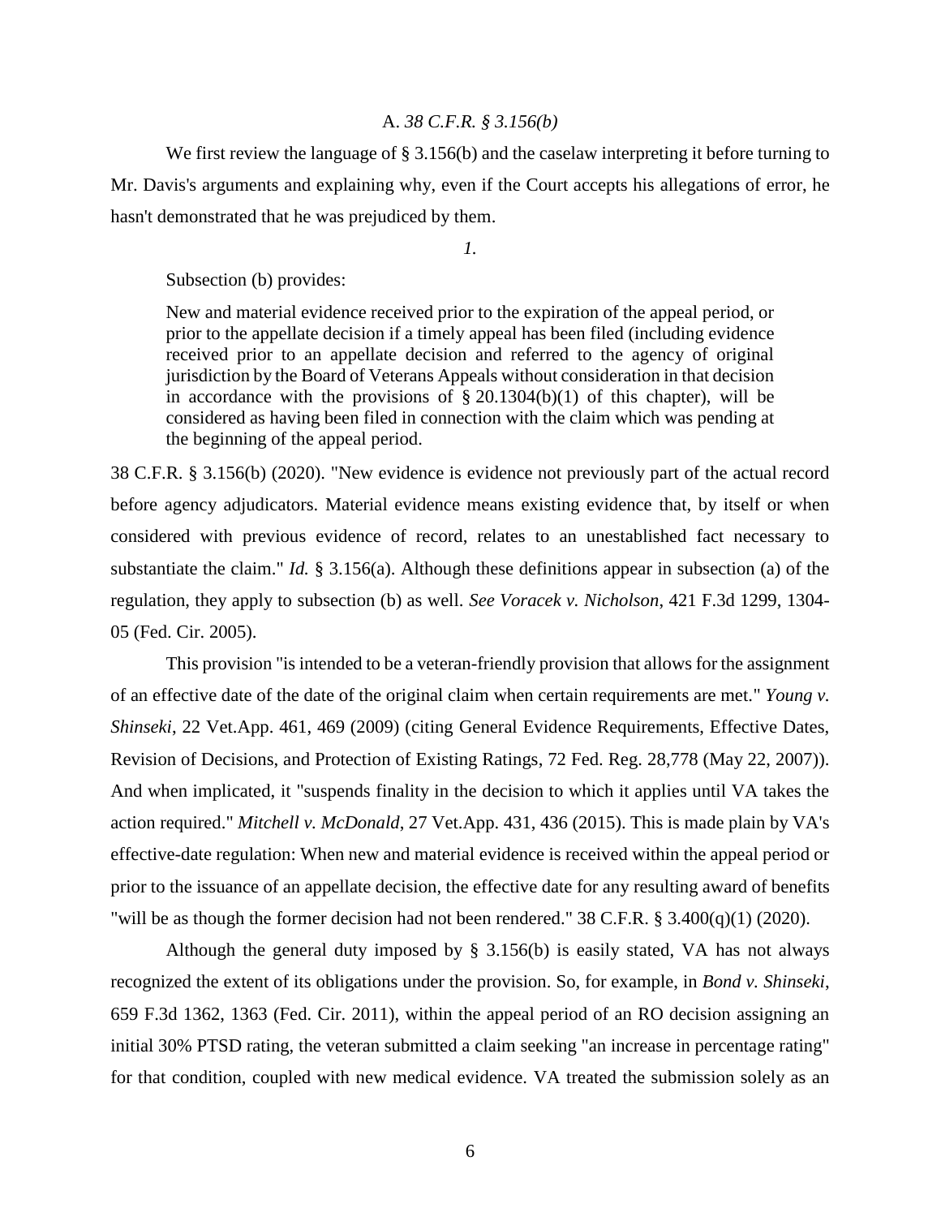### A. *38 C.F.R. § 3.156(b)*

We first review the language of § 3.156(b) and the caselaw interpreting it before turning to Mr. Davis's arguments and explaining why, even if the Court accepts his allegations of error, he hasn't demonstrated that he was prejudiced by them.

*1.*

Subsection (b) provides:

> New and material evidence received prior to the expiration of the appeal period, or prior to the appellate decision if a timely appeal has been filed (including evidence received prior to an appellate decision and referred to the agency of original jurisdiction by the Board of Veterans Appeals without consideration in that decision in accordance with the provisions of § 20.1304(b)(1) of this chapter), will be considered as having been filed in connection with the claim which was pending at the beginning of the appeal period.

38 C.F.R. § 3.156(b) (2020). "New evidence is evidence not previously part of the actual record before agency adjudicators. Material evidence means existing evidence that, by itself or when considered with previous evidence of record, relates to an unestablished fact necessary to substantiate the claim." *Id.* § 3.156(a). Although these definitions appear in subsection (a) of the regulation, they apply to subsection (b) as well. *See Voracek v. Nicholson*, 421 F.3d 1299, 1304-05 (Fed. Cir. 2005).

This provision "is intended to be a veteran-friendly provision that allows for the assignment of an effective date of the date of the original claim when certain requirements are met." *Young v. Shinseki*, 22 Vet.App. 461, 469 (2009) (citing General Evidence Requirements, Effective Dates, Revision of Decisions, and Protection of Existing Ratings, 72 Fed. Reg. 28,778 (May 22, 2007)). And when implicated, it "suspends finality in the decision to which it applies until VA takes the action required." *Mitchell v. McDonald*, 27 Vet.App. 431, 436 (2015). This is made plain by VA's effective-date regulation: When new and material evidence is received within the appeal period or prior to the issuance of an appellate decision, the effective date for any resulting award of benefits "will be as though the former decision had not been rendered." 38 C.F.R. § 3.400(q)(1) (2020).

Although the general duty imposed by § 3.156(b) is easily stated, VA has not always recognized the extent of its obligations under the provision. So, for example, in *Bond v. Shinseki*, 659 F.3d 1362, 1363 (Fed. Cir. 2011), within the appeal period of an RO decision assigning an initial 30% PTSD rating, the veteran submitted a claim seeking "an increase in percentage rating" for that condition, coupled with new medical evidence. VA treated the submission solely as an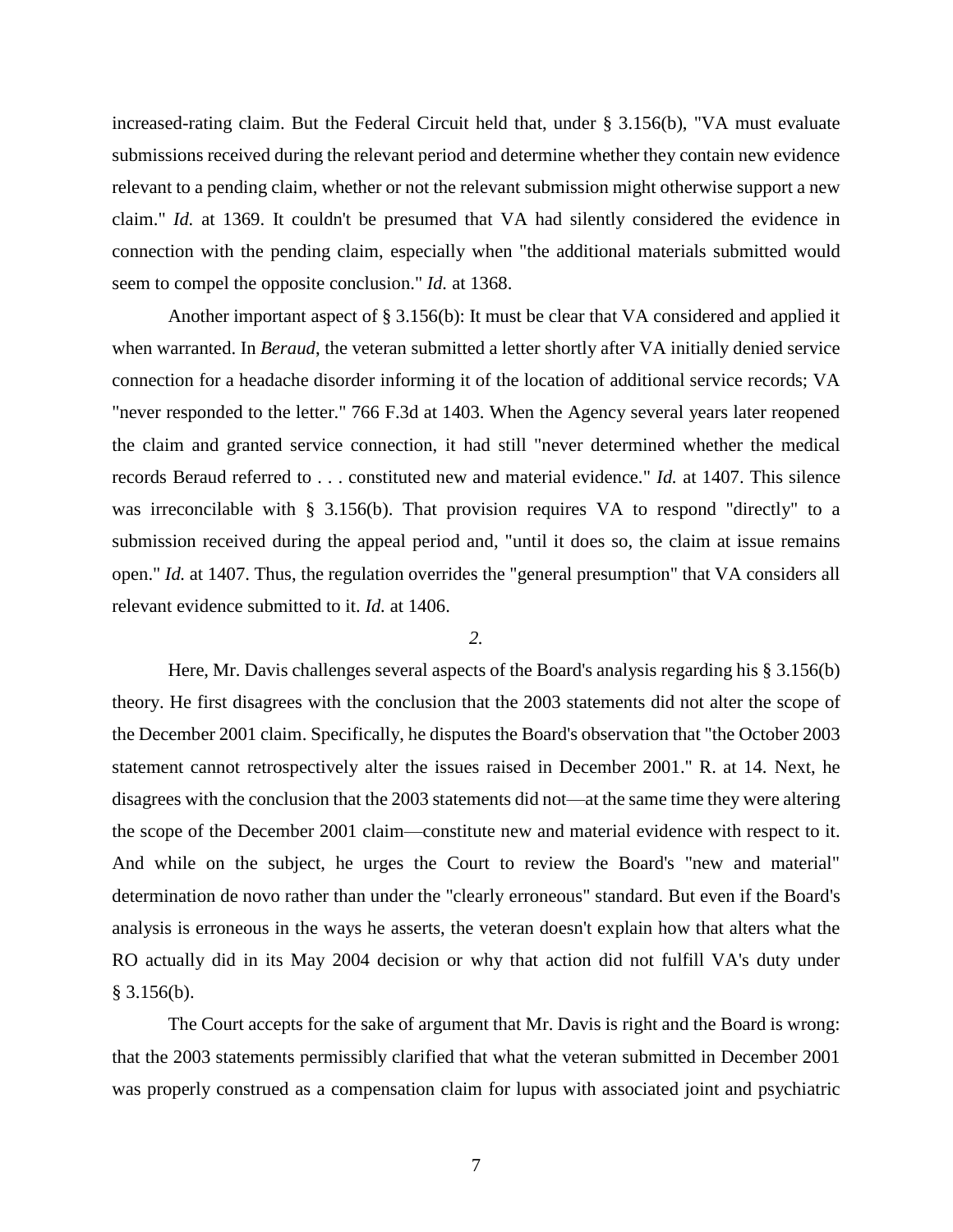increased-rating claim. But the Federal Circuit held that, under § 3.156(b), "VA must evaluate submissions received during the relevant period and determine whether they contain new evidence relevant to a pending claim, whether or not the relevant submission might otherwise support a new claim." *Id.* at 1369. It couldn't be presumed that VA had silently considered the evidence in connection with the pending claim, especially when "the additional materials submitted would seem to compel the opposite conclusion." *Id.* at 1368.

Another important aspect of § 3.156(b): It must be clear that VA considered and applied it when warranted. In *Beraud*, the veteran submitted a letter shortly after VA initially denied service connection for a headache disorder informing it of the location of additional service records; VA "never responded to the letter." 766 F.3d at 1403. When the Agency several years later reopened the claim and granted service connection, it had still "never determined whether the medical records Beraud referred to . . . constituted new and material evidence." *Id.* at 1407. This silence was irreconcilable with § 3.156(b). That provision requires VA to respond "directly" to a submission received during the appeal period and, "until it does so, the claim at issue remains open." *Id.* at 1407. Thus, the regulation overrides the "general presumption" that VA considers all relevant evidence submitted to it. *Id.* at 1406.

*2.*

Here, Mr. Davis challenges several aspects of the Board's analysis regarding his § 3.156(b) theory. He first disagrees with the conclusion that the 2003 statements did not alter the scope of the December 2001 claim. Specifically, he disputes the Board's observation that "the October 2003 statement cannot retrospectively alter the issues raised in December 2001." R. at 14. Next, he disagrees with the conclusion that the 2003 statements did not—at the same time they were altering the scope of the December 2001 claim—constitute new and material evidence with respect to it. And while on the subject, he urges the Court to review the Board's "new and material" determination de novo rather than under the "clearly erroneous" standard. But even if the Board's analysis is erroneous in the ways he asserts, the veteran doesn't explain how that alters what the RO actually did in its May 2004 decision or why that action did not fulfill VA's duty under § 3.156(b).

The Court accepts for the sake of argument that Mr. Davis is right and the Board is wrong: that the 2003 statements permissibly clarified that what the veteran submitted in December 2001 was properly construed as a compensation claim for lupus with associated joint and psychiatric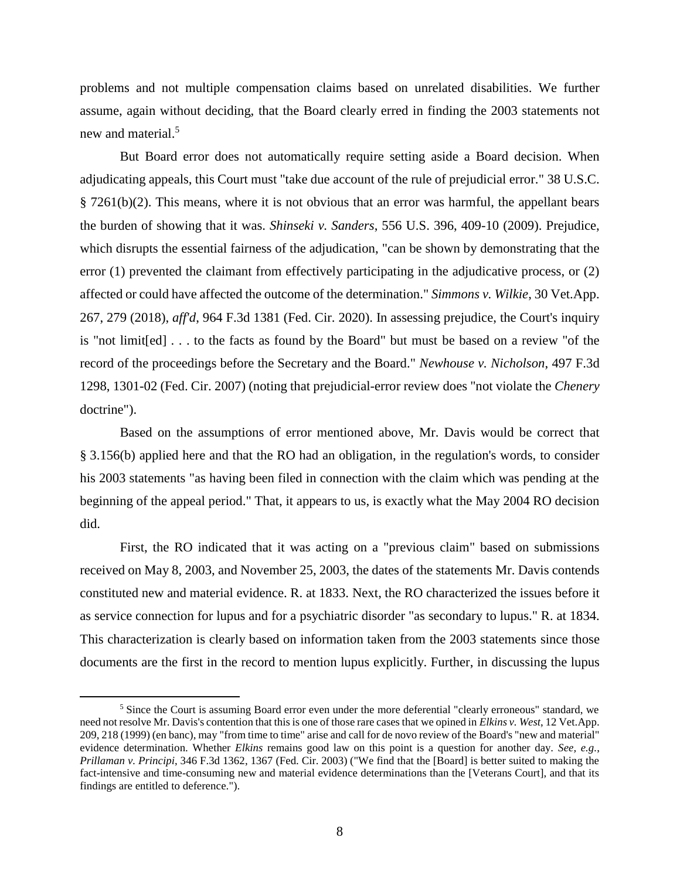problems and not multiple compensation claims based on unrelated disabilities. We further assume, again without deciding, that the Board clearly erred in finding the 2003 statements not new and material.[5]

But Board error does not automatically require setting aside a Board decision. When adjudicating appeals, this Court must "take due account of the rule of prejudicial error." 38 U.S.C. § 7261(b)(2). This means, where it is not obvious that an error was harmful, the appellant bears the burden of showing that it was. *Shinseki v. Sanders*, 556 U.S. 396, 409-10 (2009). Prejudice, which disrupts the essential fairness of the adjudication, "can be shown by demonstrating that the error (1) prevented the claimant from effectively participating in the adjudicative process, or (2) affected or could have affected the outcome of the determination." *Simmons v. Wilkie*, 30 Vet.App. 267, 279 (2018), *aff'd*, 964 F.3d 1381 (Fed. Cir. 2020). In assessing prejudice, the Court's inquiry is "not limit[ed] . . . to the facts as found by the Board" but must be based on a review "of the record of the proceedings before the Secretary and the Board." *Newhouse v. Nicholson*, 497 F.3d 1298, 1301-02 (Fed. Cir. 2007) (noting that prejudicial-error review does "not violate the *Chenery* doctrine").

Based on the assumptions of error mentioned above, Mr. Davis would be correct that § 3.156(b) applied here and that the RO had an obligation, in the regulation's words, to consider his 2003 statements "as having been filed in connection with the claim which was pending at the beginning of the appeal period." That, it appears to us, is exactly what the May 2004 RO decision did.

First, the RO indicated that it was acting on a "previous claim" based on submissions received on May 8, 2003, and November 25, 2003, the dates of the statements Mr. Davis contends constituted new and material evidence. R. at 1833. Next, the RO characterized the issues before it as service connection for lupus and for a psychiatric disorder "as secondary to lupus." R. at 1834. This characterization is clearly based on information taken from the 2003 statements since those documents are the first in the record to mention lupus explicitly. Further, in discussing the lupus

[5] Since the Court is assuming Board error even under the more deferential "clearly erroneous" standard, we need not resolve Mr. Davis's contention that this is one of those rare cases that we opined in *Elkins v. West*, 12 Vet.App. 209, 218 (1999) (en banc), may "from time to time" arise and call for de novo review of the Board's "new and material" evidence determination. Whether *Elkins* remains good law on this point is a question for another day. *See, e.g.*, *Prillaman v. Principi*, 346 F.3d 1362, 1367 (Fed. Cir. 2003) ("We find that the [Board] is better suited to making the fact-intensive and time-consuming new and material evidence determinations than the [Veterans Court], and that its findings are entitled to deference.").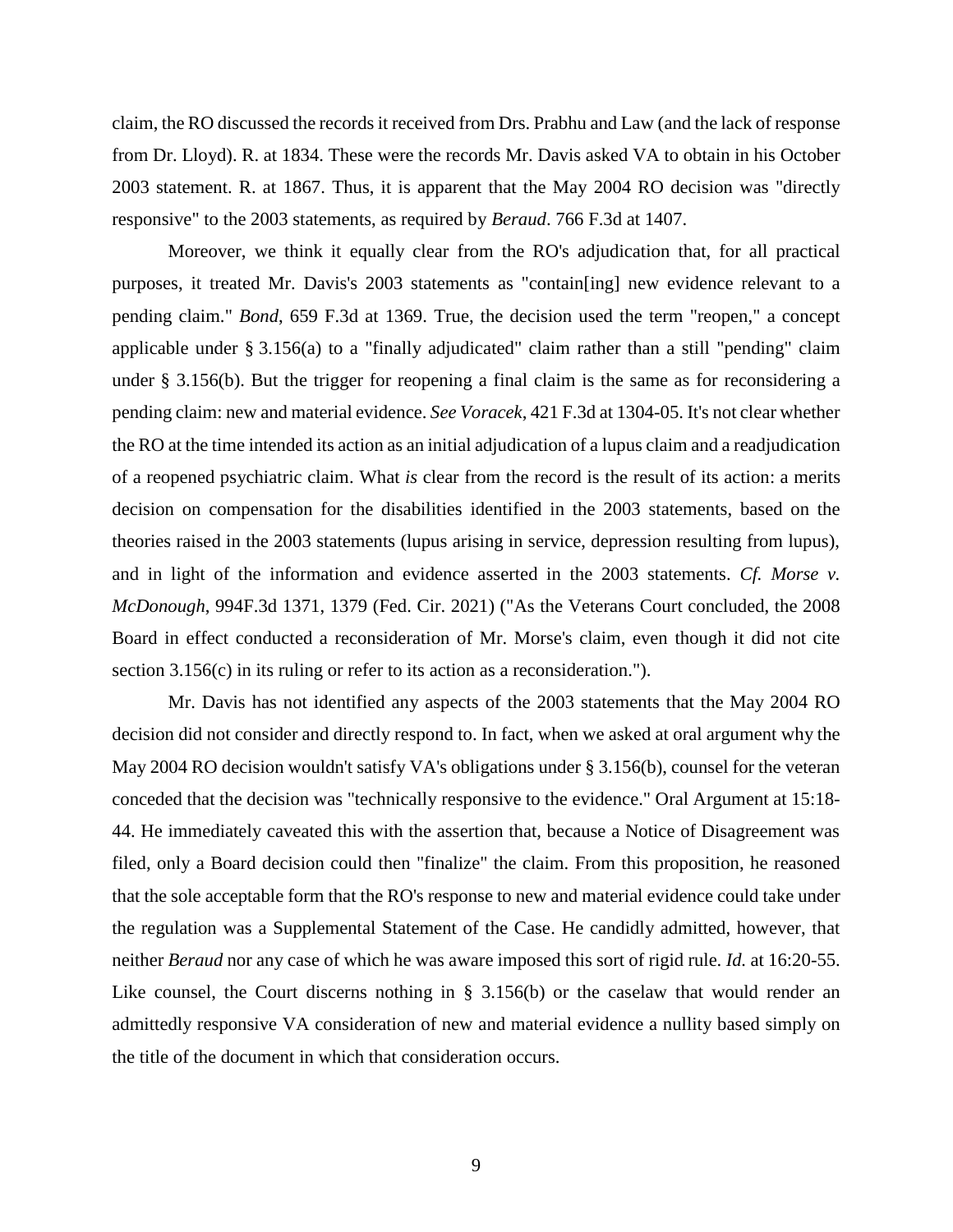claim, the RO discussed the records it received from Drs. Prabhu and Law (and the lack of response from Dr. Lloyd). R. at 1834. These were the records Mr. Davis asked VA to obtain in his October 2003 statement. R. at 1867. Thus, it is apparent that the May 2004 RO decision was "directly responsive" to the 2003 statements, as required by *Beraud*. 766 F.3d at 1407.

Moreover, we think it equally clear from the RO's adjudication that, for all practical purposes, it treated Mr. Davis's 2003 statements as "contain[ing] new evidence relevant to a pending claim." *Bond*, 659 F.3d at 1369. True, the decision used the term "reopen," a concept applicable under § 3.156(a) to a "finally adjudicated" claim rather than a still "pending" claim under § 3.156(b). But the trigger for reopening a final claim is the same as for reconsidering a pending claim: new and material evidence. *See Voracek*, 421 F.3d at 1304-05. It's not clear whether the RO at the time intended its action as an initial adjudication of a lupus claim and a readjudication of a reopened psychiatric claim. What *is* clear from the record is the result of its action: a merits decision on compensation for the disabilities identified in the 2003 statements, based on the theories raised in the 2003 statements (lupus arising in service, depression resulting from lupus), and in light of the information and evidence asserted in the 2003 statements. *Cf. Morse v. McDonough*, 994F.3d 1371, 1379 (Fed. Cir. 2021) ("As the Veterans Court concluded, the 2008 Board in effect conducted a reconsideration of Mr. Morse's claim, even though it did not cite section 3.156(c) in its ruling or refer to its action as a reconsideration.").

Mr. Davis has not identified any aspects of the 2003 statements that the May 2004 RO decision did not consider and directly respond to. In fact, when we asked at oral argument why the May 2004 RO decision wouldn't satisfy VA's obligations under § 3.156(b), counsel for the veteran conceded that the decision was "technically responsive to the evidence." Oral Argument at 15:18-44. He immediately caveated this with the assertion that, because a Notice of Disagreement was filed, only a Board decision could then "finalize" the claim. From this proposition, he reasoned that the sole acceptable form that the RO's response to new and material evidence could take under the regulation was a Supplemental Statement of the Case. He candidly admitted, however, that neither *Beraud* nor any case of which he was aware imposed this sort of rigid rule. *Id.* at 16:20-55. Like counsel, the Court discerns nothing in § 3.156(b) or the caselaw that would render an admittedly responsive VA consideration of new and material evidence a nullity based simply on the title of the document in which that consideration occurs.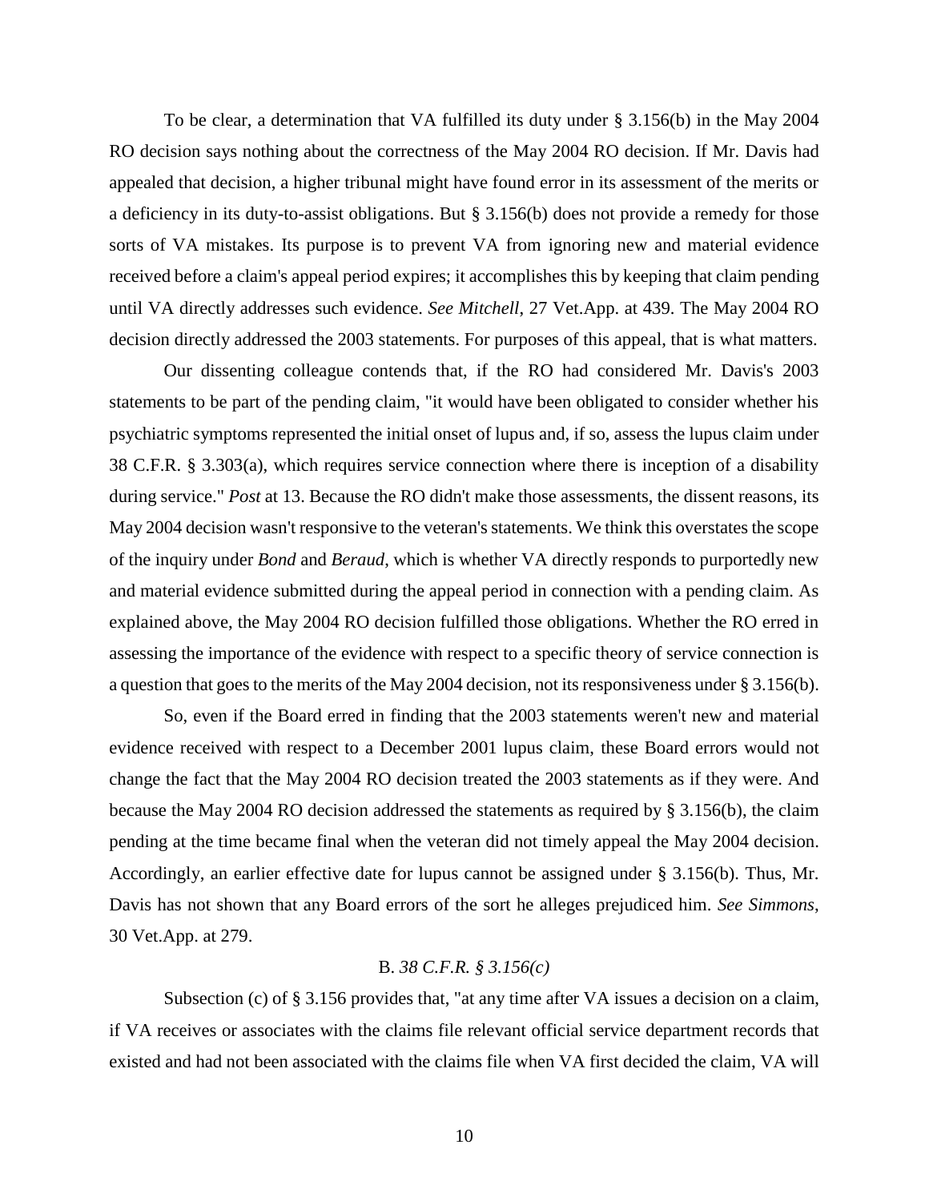To be clear, a determination that VA fulfilled its duty under § 3.156(b) in the May 2004 RO decision says nothing about the correctness of the May 2004 RO decision. If Mr. Davis had appealed that decision, a higher tribunal might have found error in its assessment of the merits or a deficiency in its duty-to-assist obligations. But § 3.156(b) does not provide a remedy for those sorts of VA mistakes. Its purpose is to prevent VA from ignoring new and material evidence received before a claim's appeal period expires; it accomplishes this by keeping that claim pending until VA directly addresses such evidence. *See Mitchell*, 27 Vet.App. at 439. The May 2004 RO decision directly addressed the 2003 statements. For purposes of this appeal, that is what matters.

Our dissenting colleague contends that, if the RO had considered Mr. Davis's 2003 statements to be part of the pending claim, "it would have been obligated to consider whether his psychiatric symptoms represented the initial onset of lupus and, if so, assess the lupus claim under 38 C.F.R. § 3.303(a), which requires service connection where there is inception of a disability during service." *Post* at 13. Because the RO didn't make those assessments, the dissent reasons, its May 2004 decision wasn't responsive to the veteran's statements. We think this overstates the scope of the inquiry under *Bond* and *Beraud*, which is whether VA directly responds to purportedly new and material evidence submitted during the appeal period in connection with a pending claim. As explained above, the May 2004 RO decision fulfilled those obligations. Whether the RO erred in assessing the importance of the evidence with respect to a specific theory of service connection is a question that goes to the merits of the May 2004 decision, not its responsiveness under § 3.156(b).

So, even if the Board erred in finding that the 2003 statements weren't new and material evidence received with respect to a December 2001 lupus claim, these Board errors would not change the fact that the May 2004 RO decision treated the 2003 statements as if they were. And because the May 2004 RO decision addressed the statements as required by § 3.156(b), the claim pending at the time became final when the veteran did not timely appeal the May 2004 decision. Accordingly, an earlier effective date for lupus cannot be assigned under § 3.156(b). Thus, Mr. Davis has not shown that any Board errors of the sort he alleges prejudiced him. *See Simmons*, 30 Vet.App. at 279.

### B. *38 C.F.R. § 3.156(c)*

Subsection (c) of § 3.156 provides that, "at any time after VA issues a decision on a claim, if VA receives or associates with the claims file relevant official service department records that existed and had not been associated with the claims file when VA first decided the claim, VA will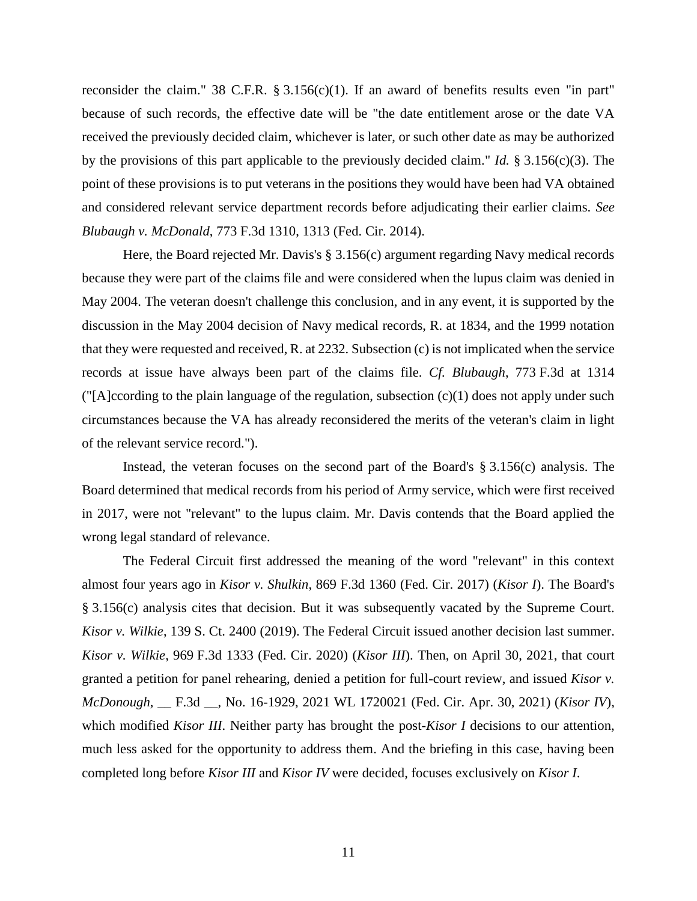reconsider the claim." 38 C.F.R. § 3.156(c)(1). If an award of benefits results even "in part" because of such records, the effective date will be "the date entitlement arose or the date VA received the previously decided claim, whichever is later, or such other date as may be authorized by the provisions of this part applicable to the previously decided claim." *Id.* § 3.156(c)(3). The point of these provisions is to put veterans in the positions they would have been had VA obtained and considered relevant service department records before adjudicating their earlier claims. *See Blubaugh v. McDonald*, 773 F.3d 1310, 1313 (Fed. Cir. 2014).

Here, the Board rejected Mr. Davis's § 3.156(c) argument regarding Navy medical records because they were part of the claims file and were considered when the lupus claim was denied in May 2004. The veteran doesn't challenge this conclusion, and in any event, it is supported by the discussion in the May 2004 decision of Navy medical records, R. at 1834, and the 1999 notation that they were requested and received, R. at 2232. Subsection (c) is not implicated when the service records at issue have always been part of the claims file. *Cf. Blubaugh*, 773 F.3d at 1314 ("[A]ccording to the plain language of the regulation, subsection (c)(1) does not apply under such circumstances because the VA has already reconsidered the merits of the veteran's claim in light of the relevant service record.").

Instead, the veteran focuses on the second part of the Board's § 3.156(c) analysis. The Board determined that medical records from his period of Army service, which were first received in 2017, were not "relevant" to the lupus claim. Mr. Davis contends that the Board applied the wrong legal standard of relevance.

The Federal Circuit first addressed the meaning of the word "relevant" in this context almost four years ago in *Kisor v. Shulkin*, 869 F.3d 1360 (Fed. Cir. 2017) (*Kisor I*). The Board's § 3.156(c) analysis cites that decision. But it was subsequently vacated by the Supreme Court. *Kisor v. Wilkie*, 139 S. Ct. 2400 (2019). The Federal Circuit issued another decision last summer. *Kisor v. Wilkie*, 969 F.3d 1333 (Fed. Cir. 2020) (*Kisor III*). Then, on April 30, 2021, that court granted a petition for panel rehearing, denied a petition for full-court review, and issued *Kisor v. McDonough*, __ F.3d __, No. 16-1929, 2021 WL 1720021 (Fed. Cir. Apr. 30, 2021) (*Kisor IV*), which modified *Kisor III*. Neither party has brought the post-*Kisor I* decisions to our attention, much less asked for the opportunity to address them. And the briefing in this case, having been completed long before *Kisor III* and *Kisor IV* were decided, focuses exclusively on *Kisor I*.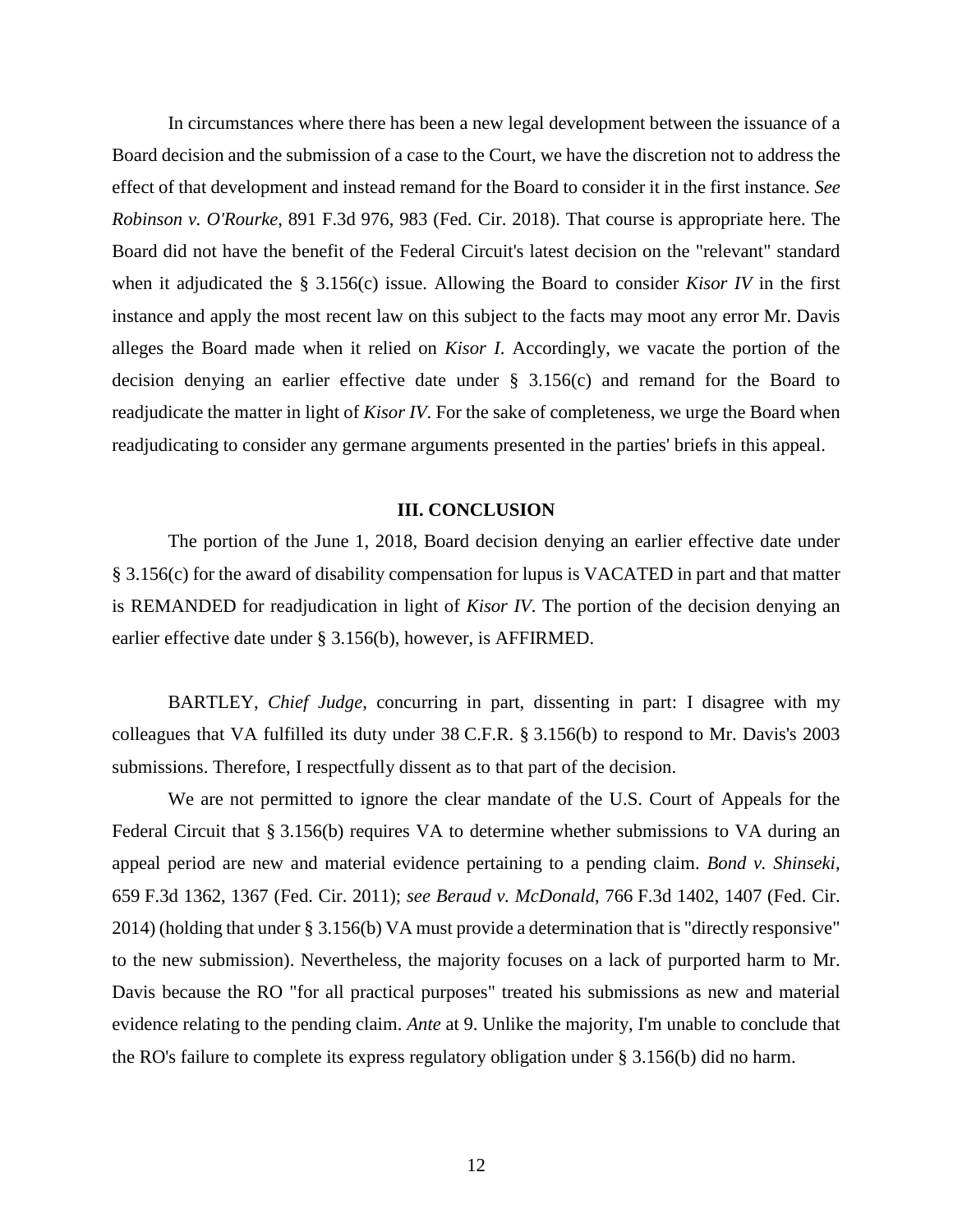In circumstances where there has been a new legal development between the issuance of a Board decision and the submission of a case to the Court, we have the discretion not to address the effect of that development and instead remand for the Board to consider it in the first instance. *See Robinson v. O'Rourke*, 891 F.3d 976, 983 (Fed. Cir. 2018). That course is appropriate here. The Board did not have the benefit of the Federal Circuit's latest decision on the "relevant" standard when it adjudicated the § 3.156(c) issue. Allowing the Board to consider *Kisor IV* in the first instance and apply the most recent law on this subject to the facts may moot any error Mr. Davis alleges the Board made when it relied on *Kisor I*. Accordingly, we vacate the portion of the decision denying an earlier effective date under § 3.156(c) and remand for the Board to readjudicate the matter in light of *Kisor IV*. For the sake of completeness, we urge the Board when readjudicating to consider any germane arguments presented in the parties' briefs in this appeal.

## III. CONCLUSION

The portion of the June 1, 2018, Board decision denying an earlier effective date under § 3.156(c) for the award of disability compensation for lupus is VACATED in part and that matter is REMANDED for readjudication in light of *Kisor IV*. The portion of the decision denying an earlier effective date under § 3.156(b), however, is AFFIRMED.

BARTLEY, *Chief Judge*, concurring in part, dissenting in part: I disagree with my colleagues that VA fulfilled its duty under 38 C.F.R. § 3.156(b) to respond to Mr. Davis's 2003 submissions. Therefore, I respectfully dissent as to that part of the decision.

We are not permitted to ignore the clear mandate of the U.S. Court of Appeals for the Federal Circuit that § 3.156(b) requires VA to determine whether submissions to VA during an appeal period are new and material evidence pertaining to a pending claim. *Bond v. Shinseki*, 659 F.3d 1362, 1367 (Fed. Cir. 2011); *see Beraud v. McDonald*, 766 F.3d 1402, 1407 (Fed. Cir. 2014) (holding that under § 3.156(b) VA must provide a determination that is "directly responsive" to the new submission). Nevertheless, the majority focuses on a lack of purported harm to Mr. Davis because the RO "for all practical purposes" treated his submissions as new and material evidence relating to the pending claim. *Ante* at 9. Unlike the majority, I'm unable to conclude that the RO's failure to complete its express regulatory obligation under § 3.156(b) did no harm.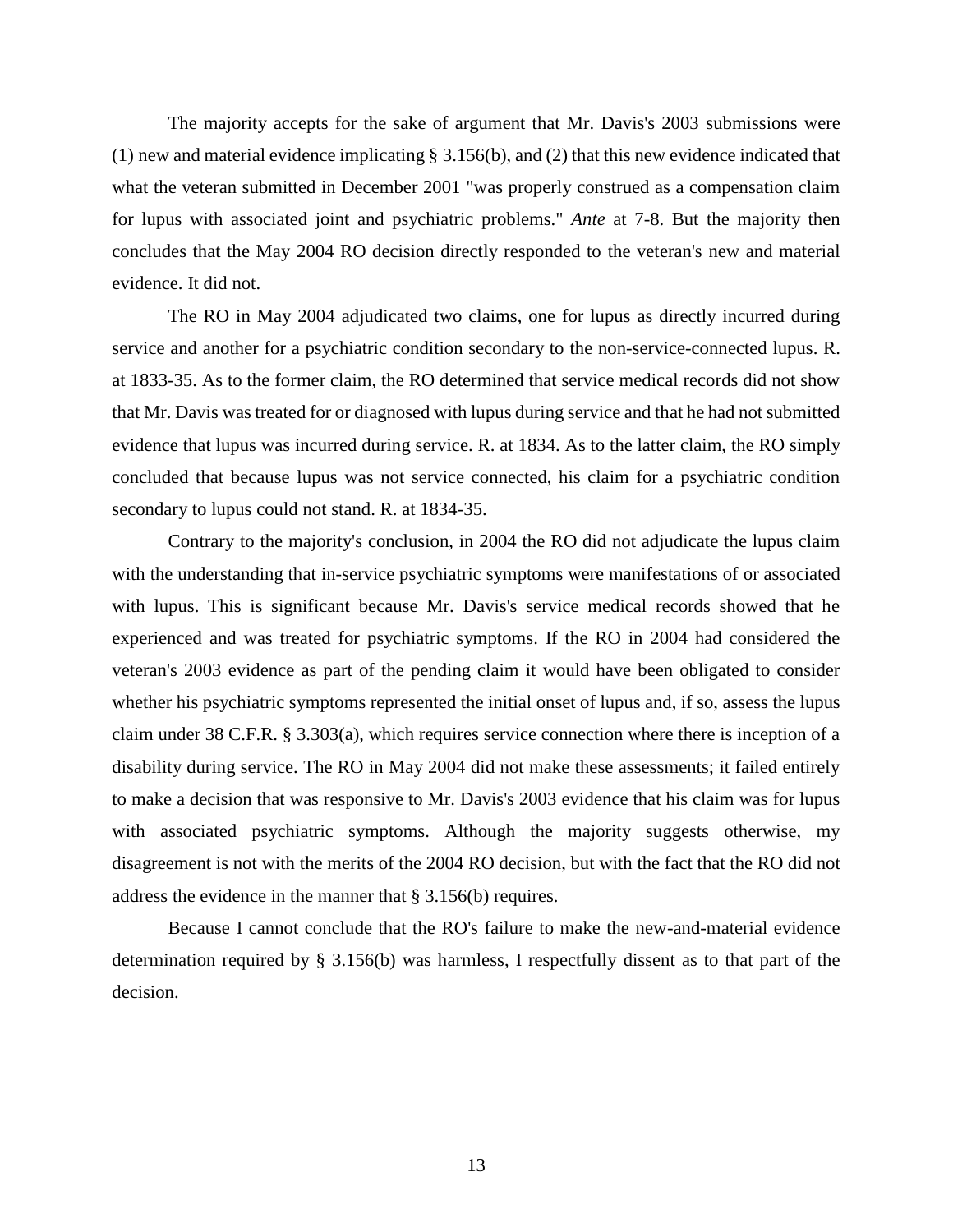The majority accepts for the sake of argument that Mr. Davis's 2003 submissions were (1) new and material evidence implicating § 3.156(b), and (2) that this new evidence indicated that what the veteran submitted in December 2001 "was properly construed as a compensation claim for lupus with associated joint and psychiatric problems." *Ante* at 7-8. But the majority then concludes that the May 2004 RO decision directly responded to the veteran's new and material evidence. It did not.

The RO in May 2004 adjudicated two claims, one for lupus as directly incurred during service and another for a psychiatric condition secondary to the non-service-connected lupus. R. at 1833-35. As to the former claim, the RO determined that service medical records did not show that Mr. Davis was treated for or diagnosed with lupus during service and that he had not submitted evidence that lupus was incurred during service. R. at 1834. As to the latter claim, the RO simply concluded that because lupus was not service connected, his claim for a psychiatric condition secondary to lupus could not stand. R. at 1834-35.

Contrary to the majority's conclusion, in 2004 the RO did not adjudicate the lupus claim with the understanding that in-service psychiatric symptoms were manifestations of or associated with lupus. This is significant because Mr. Davis's service medical records showed that he experienced and was treated for psychiatric symptoms. If the RO in 2004 had considered the veteran's 2003 evidence as part of the pending claim it would have been obligated to consider whether his psychiatric symptoms represented the initial onset of lupus and, if so, assess the lupus claim under 38 C.F.R. § 3.303(a), which requires service connection where there is inception of a disability during service. The RO in May 2004 did not make these assessments; it failed entirely to make a decision that was responsive to Mr. Davis's 2003 evidence that his claim was for lupus with associated psychiatric symptoms. Although the majority suggests otherwise, my disagreement is not with the merits of the 2004 RO decision, but with the fact that the RO did not address the evidence in the manner that § 3.156(b) requires.

Because I cannot conclude that the RO's failure to make the new-and-material evidence determination required by § 3.156(b) was harmless, I respectfully dissent as to that part of the decision.